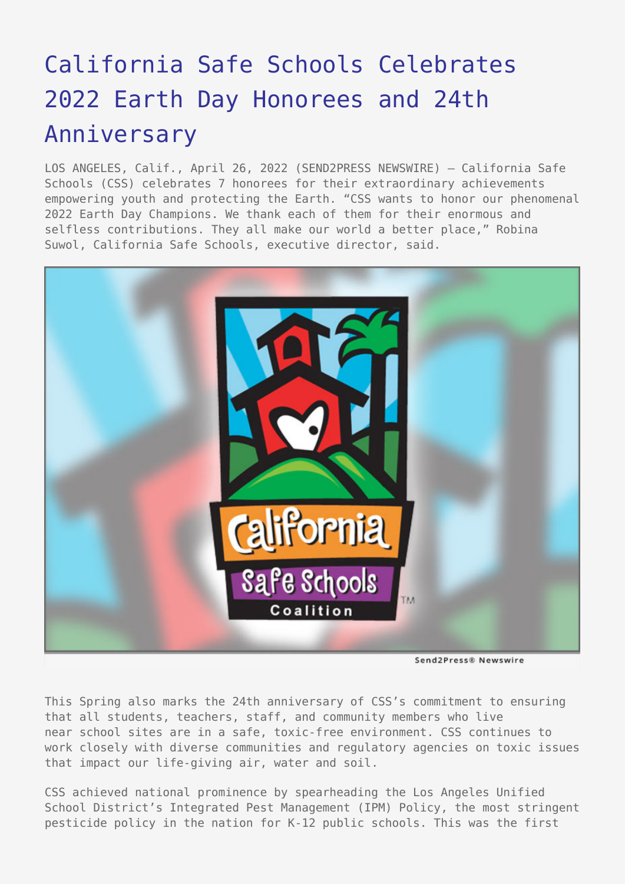# California Safe Schools Celebrates 2022 Earth Day Honorees and 24th Anniversary

LOS ANGELES, Calif., April 26, 2022 (SEND2PRESS NEWSWIRE) — California Safe Schools (CSS) celebrates 7 honorees for their extraordinary achievements empowering youth and protecting the Earth. "CSS wants to honor our phenomenal 2022 Earth Day Champions. We thank each of them for their enormous and selfless contributions. They all make our world a better place," Robina Suwol, California Safe Schools, executive director, said.

This Spring also marks the 24th anniversary of CSS's commitment to ensuring that all students, teachers, staff, and community members who live near school sites are in a safe, toxic-free environment. CSS continues to work closely with diverse communities and regulatory agencies on toxic issues that impact our life-giving air, water and soil.

CSS achieved national prominence by spearheading the Los Angeles Unified School District's Integrated Pest Management (IPM) Policy, the most stringent pesticide policy in the nation for K-12 public schools. This was the first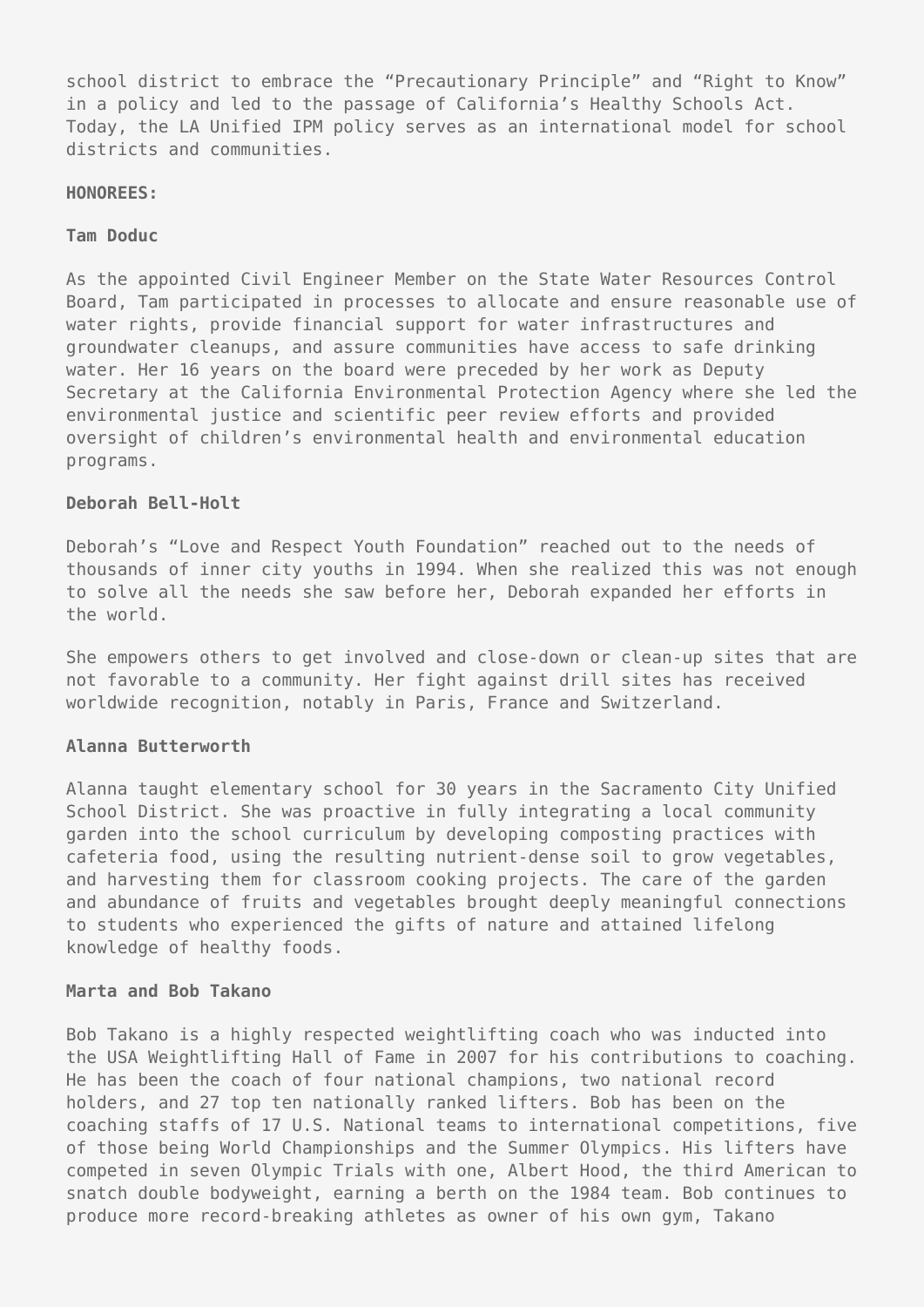school district to embrace the "Precautionary Principle" and "Right to Know" in a policy and led to the passage of California's Healthy Schools Act. Today, the LA Unified IPM policy serves as an international model for school districts and communities.

**HONOREES:**

**Tam Doduc**

As the appointed Civil Engineer Member on the State Water Resources Control Board, Tam participated in processes to allocate and ensure reasonable use of water rights, provide financial support for water infrastructures and groundwater cleanups, and assure communities have access to safe drinking water. Her 16 years on the board were preceded by her work as Deputy Secretary at the California Environmental Protection Agency where she led the environmental justice and scientific peer review efforts and provided oversight of children's environmental health and environmental education programs.

**Deborah Bell-Holt**

Deborah's "Love and Respect Youth Foundation" reached out to the needs of thousands of inner city youths in 1994. When she realized this was not enough to solve all the needs she saw before her, Deborah expanded her efforts in the world.

She empowers others to get involved and close-down or clean-up sites that are not favorable to a community. Her fight against drill sites has received worldwide recognition, notably in Paris, France and Switzerland.

**Alanna Butterworth**

Alanna taught elementary school for 30 years in the Sacramento City Unified School District. She was proactive in fully integrating a local community garden into the school curriculum by developing composting practices with cafeteria food, using the resulting nutrient-dense soil to grow vegetables, and harvesting them for classroom cooking projects. The care of the garden and abundance of fruits and vegetables brought deeply meaningful connections to students who experienced the gifts of nature and attained lifelong knowledge of healthy foods.

**Marta and Bob Takano**

Bob Takano is a highly respected weightlifting coach who was inducted into the USA Weightlifting Hall of Fame in 2007 for his contributions to coaching. He has been the coach of four national champions, two national record holders, and 27 top ten nationally ranked lifters. Bob has been on the coaching staffs of 17 U.S. National teams to international competitions, five of those being World Championships and the Summer Olympics. His lifters have competed in seven Olympic Trials with one, Albert Hood, the third American to snatch double bodyweight, earning a berth on the 1984 team. Bob continues to produce more record-breaking athletes as owner of his own gym, Takano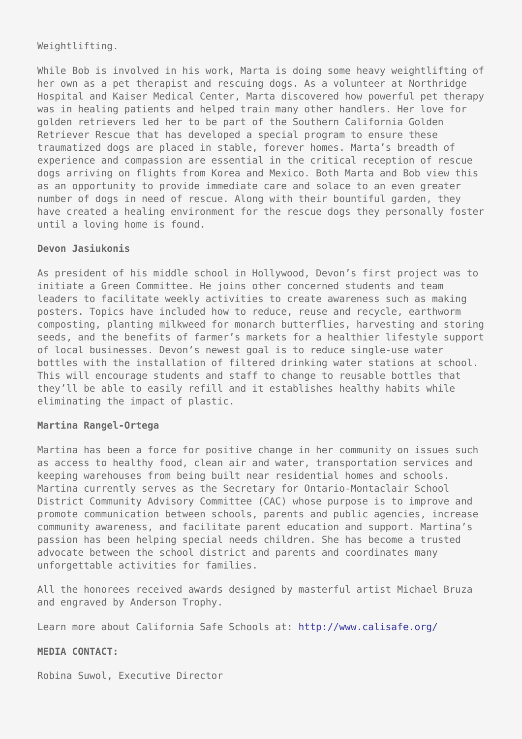Weightlifting.

While Bob is involved in his work, Marta is doing some heavy weightlifting of her own as a pet therapist and rescuing dogs. As a volunteer at Northridge Hospital and Kaiser Medical Center, Marta discovered how powerful pet therapy was in healing patients and helped train many other handlers. Her love for golden retrievers led her to be part of the Southern California Golden Retriever Rescue that has developed a special program to ensure these traumatized dogs are placed in stable, forever homes. Marta's breadth of experience and compassion are essential in the critical reception of rescue dogs arriving on flights from Korea and Mexico. Both Marta and Bob view this as an opportunity to provide immediate care and solace to an even greater number of dogs in need of rescue. Along with their bountiful garden, they have created a healing environment for the rescue dogs they personally foster until a loving home is found.

**Devon Jasiukonis**

As president of his middle school in Hollywood, Devon's first project was to initiate a Green Committee. He joins other concerned students and team leaders to facilitate weekly activities to create awareness such as making posters. Topics have included how to reduce, reuse and recycle, earthworm composting, planting milkweed for monarch butterflies, harvesting and storing seeds, and the benefits of farmer's markets for a healthier lifestyle support of local businesses. Devon's newest goal is to reduce single-use water bottles with the installation of filtered drinking water stations at school. This will encourage students and staff to change to reusable bottles that they'll be able to easily refill and it establishes healthy habits while eliminating the impact of plastic.

**Martina Rangel-Ortega**

Martina has been a force for positive change in her community on issues such as access to healthy food, clean air and water, transportation services and keeping warehouses from being built near residential homes and schools. Martina currently serves as the Secretary for Ontario-Montaclair School District Community Advisory Committee (CAC) whose purpose is to improve and promote communication between schools, parents and public agencies, increase community awareness, and facilitate parent education and support. Martina's passion has been helping special needs children. She has become a trusted advocate between the school district and parents and coordinates many unforgettable activities for families.

All the honorees received awards designed by masterful artist Michael Bruza and engraved by Anderson Trophy.

Learn more about California Safe Schools at: http://www.calisafe.org/

**MEDIA CONTACT:**

Robina Suwol, Executive Director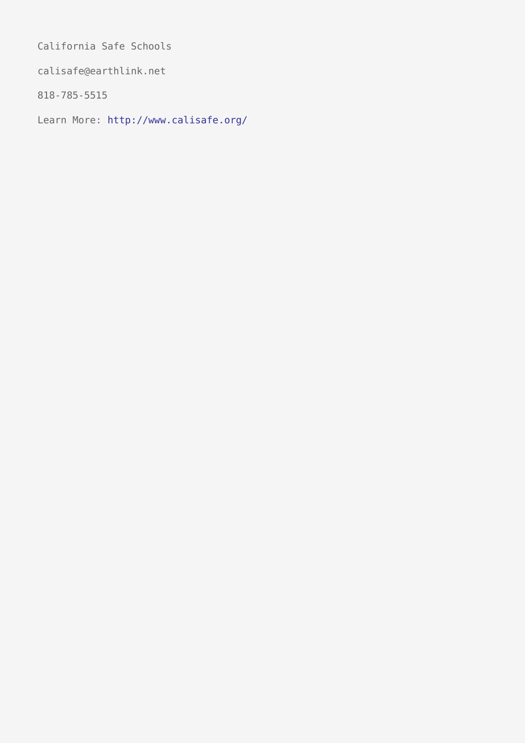California Safe Schools

calisafe@earthlink.net

818-785-5515

Learn More: http://www.calisafe.org/